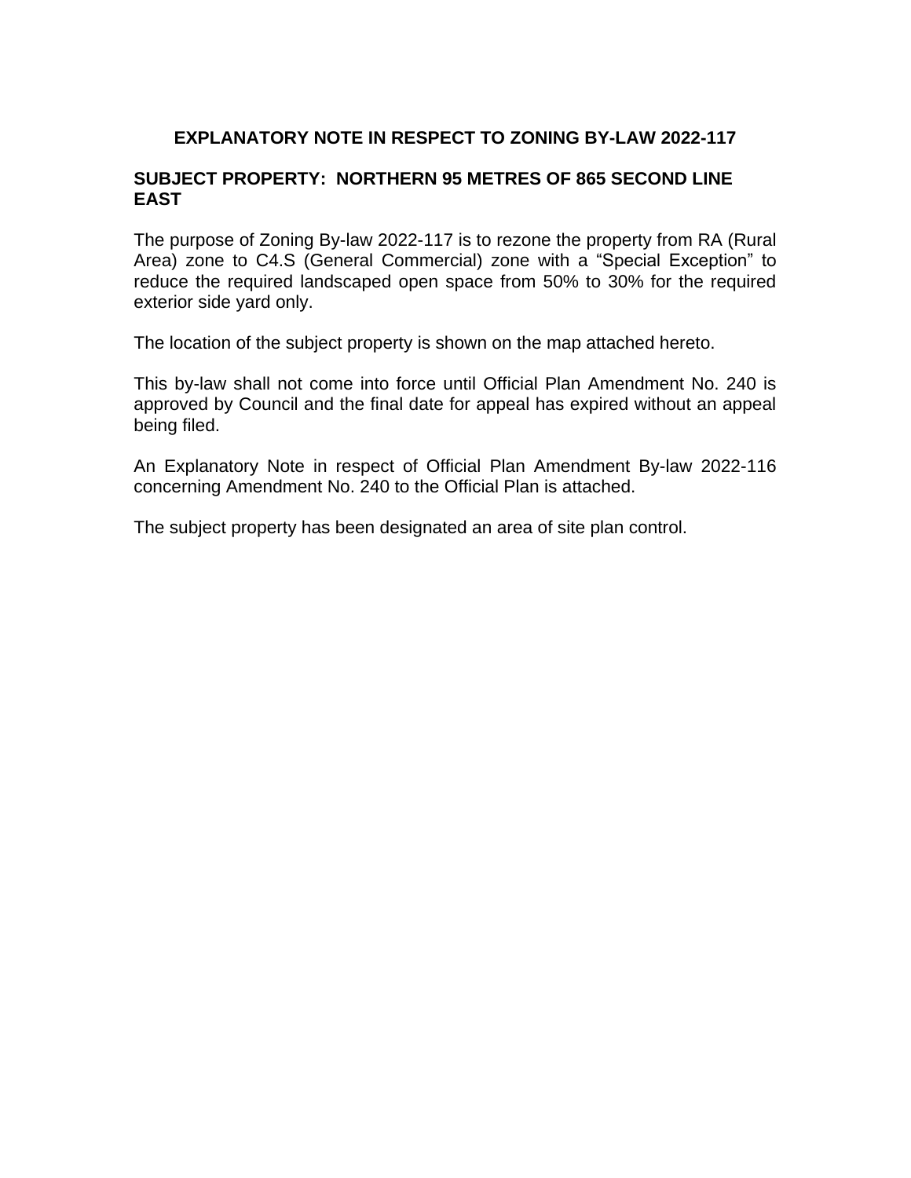# EXPLANATORY NOTE IN RESPECT TO ZONING BY-LAW 2022-117

## SUBJECT PROPERTY: NORTHERN 95 METRES OF 865 SECOND LINE EAST

The purpose of Zoning By-law 2022-117 is to rezone the property from RA (Rural Area) zone to C4.S (General Commercial) zone with a “Special Exception” to reduce the required landscaped open space from 50% to 30% for the required exterior side yard only.

The location of the subject property is shown on the map attached hereto.

This by-law shall not come into force until Official Plan Amendment No. 240 is approved by Council and the final date for appeal has expired without an appeal being filed.

An Explanatory Note in respect of Official Plan Amendment By-law 2022-116 concerning Amendment No. 240 to the Official Plan is attached.

The subject property has been designated an area of site plan control.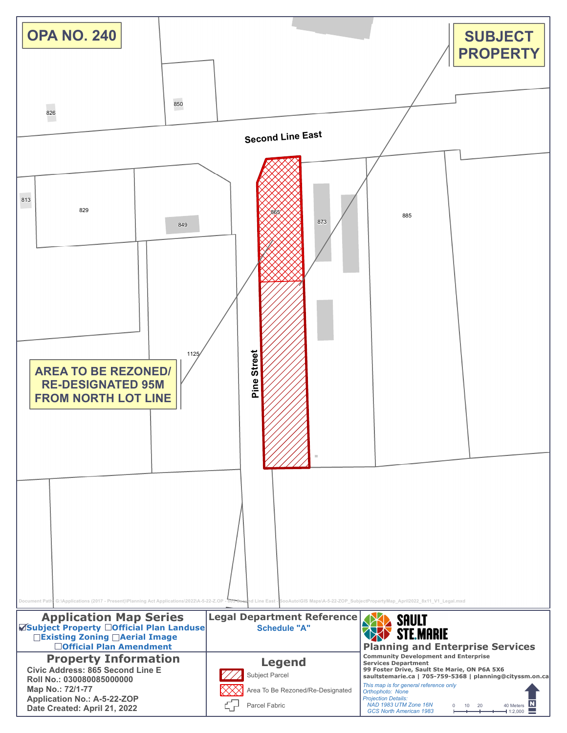# OPA NO. 240

**SUBJECT PROPERTY**

Second Line East

Pine Street

826

850

813

829

849

865

873

885

1125

**AREA TO BE REZONED/ RE-DESIGNATED 95M FROM NORTH LOT LINE**

Document Path: G:\Applications (2017 - Present)\Planning Act Applications\2022\A-5-22-Z.OP - 865 Second Line East - SooAuto\GIS Maps\A-5-22-ZOP_SubjectPropertyMap_April2022_8x11_V1_Legal.mxd

## Application Map Series

☑ Subject Property ☐ Official Plan Landuse
☐ Existing Zoning ☐ Aerial Image
☐ Official Plan Amendment

## Legal Department Reference

Schedule "A"

**SAULT STE. MARIE**

**Planning and Enterprise Services**

Community Development and Enterprise Services Department
99 Foster Drive, Sault Ste Marie, ON P6A 5X6
saultstemarie.ca | 705-759-5368 | planning@cityssm.on.ca

*This map is for general reference only*
*Orthophoto: None*
*Projection Details:*
*NAD 1983 UTM Zone 16N*
*GCS North American 1983*

0 10 20 40 Meters
1:2,000

N

## Property Information

Civic Address: 865 Second Line E
Roll No.: 030080085000000
Map No.: 72/1-77
Application No.: A-5-22-ZOP
Date Created: April 21, 2022

## Legend

- Subject Parcel
- Area To Be Rezoned/Re-Designated
- Parcel Fabric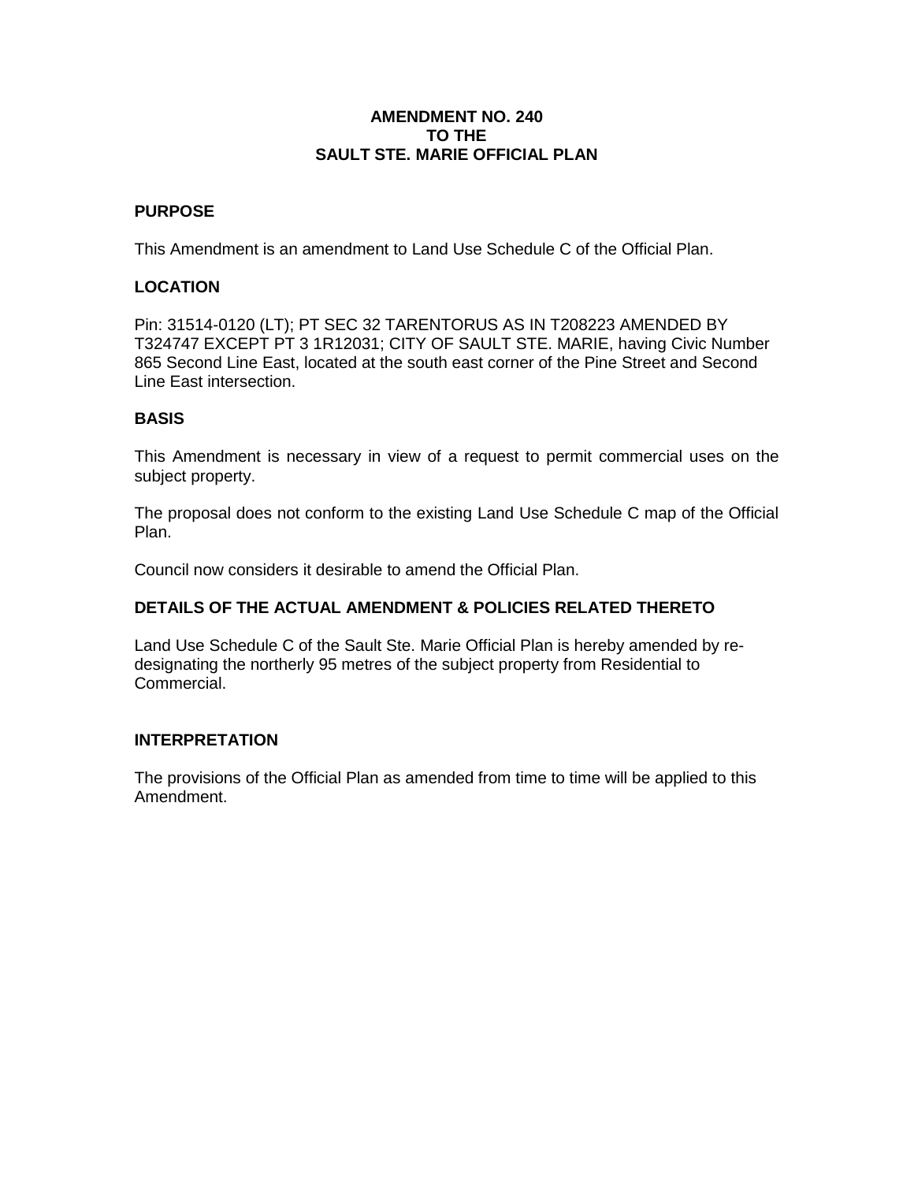# AMENDMENT NO. 240
# TO THE
# SAULT STE. MARIE OFFICIAL PLAN

## PURPOSE

This Amendment is an amendment to Land Use Schedule C of the Official Plan.

## LOCATION

Pin: 31514-0120 (LT); PT SEC 32 TARENTORUS AS IN T208223 AMENDED BY T324747 EXCEPT PT 3 1R12031; CITY OF SAULT STE. MARIE, having Civic Number 865 Second Line East, located at the south east corner of the Pine Street and Second Line East intersection.

## BASIS

This Amendment is necessary in view of a request to permit commercial uses on the subject property.

The proposal does not conform to the existing Land Use Schedule C map of the Official Plan.

Council now considers it desirable to amend the Official Plan.

## DETAILS OF THE ACTUAL AMENDMENT & POLICIES RELATED THERETO

Land Use Schedule C of the Sault Ste. Marie Official Plan is hereby amended by re-designating the northerly 95 metres of the subject property from Residential to Commercial.

## INTERPRETATION

The provisions of the Official Plan as amended from time to time will be applied to this Amendment.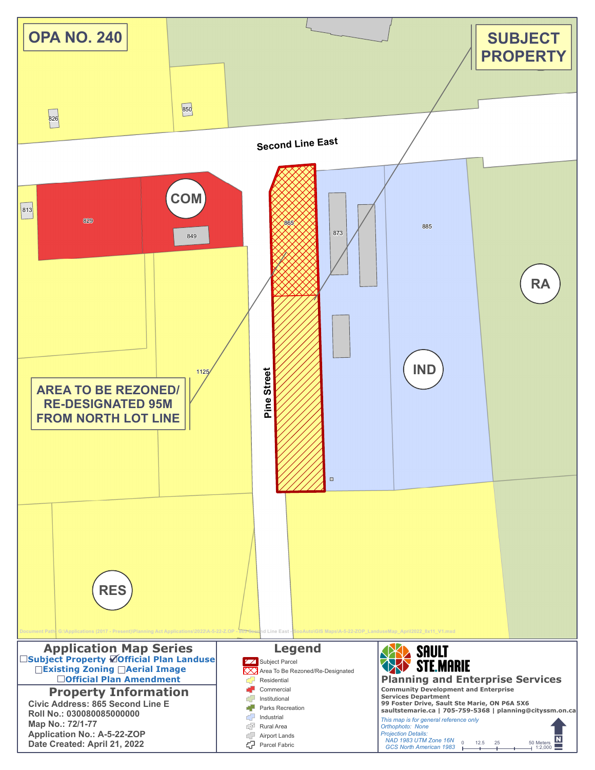# OPA NO. 240

## SUBJECT PROPERTY

AREA TO BE REZONED/ RE-DESIGNATED 95M FROM NORTH LOT LINE

Second Line East

Pine Street

826

850

813

829

849

865

873

885

1125

COM

RA

IND

RES

Document Path: G:\Applications (2017 - Present)\Planning Act Applications\2022\A-5-22-Z.OP - 865 Second Line East - SooAuto\GIS Maps\A-5-22-ZOP_LanduseMap_April2022_8x11_V1.mxd

## Application Map Series

☐Subject Property ☑Official Plan Landuse
☐Existing Zoning ☐Aerial Image
☐Official Plan Amendment

## Property Information

Civic Address: 865 Second Line E
Roll No.: 030080085000000
Map No.: 72/1-77
Application No.: A-5-22-ZOP
Date Created: April 21, 2022

## Legend

- Subject Parcel
- Area To Be Rezoned/Re-Designated
- Residential
- Commercial
- Institutional
- Parks Recreation
- Industrial
- Rural Area
- Airport Lands
- Parcel Fabric

**SAULT STE. MARIE**

**Planning and Enterprise Services**

**Community Development and Enterprise Services Department**
**99 Foster Drive, Sault Ste Marie, ON P6A 5X6**
**saultstemarie.ca | 705-759-5368 | planning@cityssm.on.ca**

*This map is for general reference only*
*Orthophoto: None*
*Projection Details:*
*NAD 1983 UTM Zone 16N*
*GCS North American 1983*

0 12.5 25 50 Meters
1:2,000

N